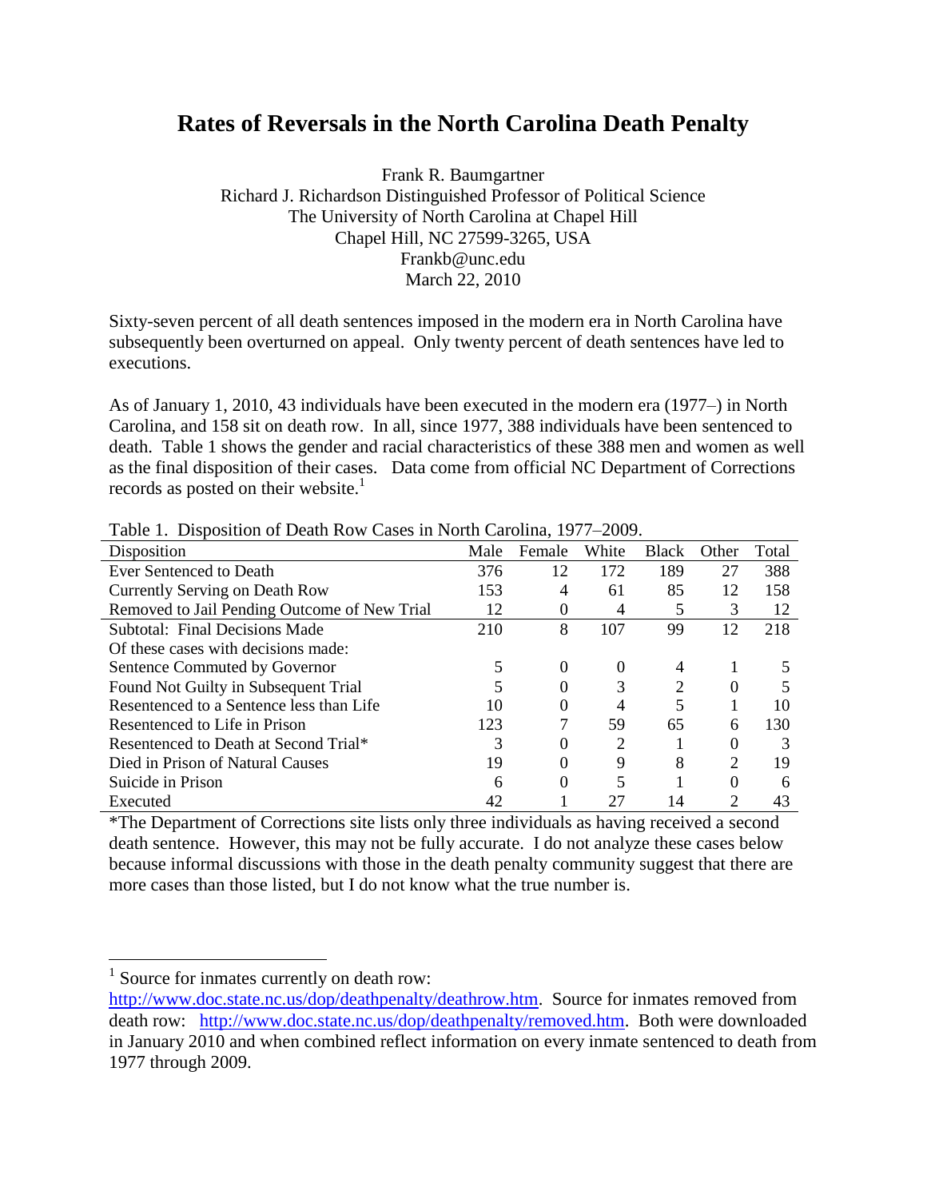# Rates of Reversals in the North Carolina Death Penalty

Frank R. Baumgartner
Richard J. Richardson Distinguished Professor of Political Science
The University of North Carolina at Chapel Hill
Chapel Hill, NC 27599-3265, USA
Frankb@unc.edu
March 22, 2010

Sixty-seven percent of all death sentences imposed in the modern era in North Carolina have subsequently been overturned on appeal. Only twenty percent of death sentences have led to executions.

As of January 1, 2010, 43 individuals have been executed in the modern era (1977–) in North Carolina, and 158 sit on death row. In all, since 1977, 388 individuals have been sentenced to death. Table 1 shows the gender and racial characteristics of these 388 men and women as well as the final disposition of their cases. Data come from official NC Department of Corrections records as posted on their website.[1]

Table 1. Disposition of Death Row Cases in North Carolina, 1977–2009.

| Disposition | Male | Female | White | Black | Other | Total |
|---|---|---|---|---|---|---|
| Ever Sentenced to Death | 376 | 12 | 172 | 189 | 27 | 388 |
| Currently Serving on Death Row | 153 | 4 | 61 | 85 | 12 | 158 |
| Removed to Jail Pending Outcome of New Trial | 12 | 0 | 4 | 5 | 3 | 12 |
| Subtotal: Final Decisions Made | 210 | 8 | 107 | 99 | 12 | 218 |
| Of these cases with decisions made: | | | | | | |
| Sentence Commuted by Governor | 5 | 0 | 0 | 4 | 1 | 5 |
| Found Not Guilty in Subsequent Trial | 5 | 0 | 3 | 2 | 0 | 5 |
| Resentenced to a Sentence less than Life | 10 | 0 | 4 | 5 | 1 | 10 |
| Resentenced to Life in Prison | 123 | 7 | 59 | 65 | 6 | 130 |
| Resentenced to Death at Second Trial* | 3 | 0 | 2 | 1 | 0 | 3 |
| Died in Prison of Natural Causes | 19 | 0 | 9 | 8 | 2 | 19 |
| Suicide in Prison | 6 | 0 | 5 | 1 | 0 | 6 |
| Executed | 42 | 1 | 27 | 14 | 2 | 43 |

*The Department of Corrections site lists only three individuals as having received a second death sentence. However, this may not be fully accurate. I do not analyze these cases below because informal discussions with those in the death penalty community suggest that there are more cases than those listed, but I do not know what the true number is.

[1] Source for inmates currently on death row: http://www.doc.state.nc.us/dop/deathpenalty/deathrow.htm. Source for inmates removed from death row: http://www.doc.state.nc.us/dop/deathpenalty/removed.htm. Both were downloaded in January 2010 and when combined reflect information on every inmate sentenced to death from 1977 through 2009.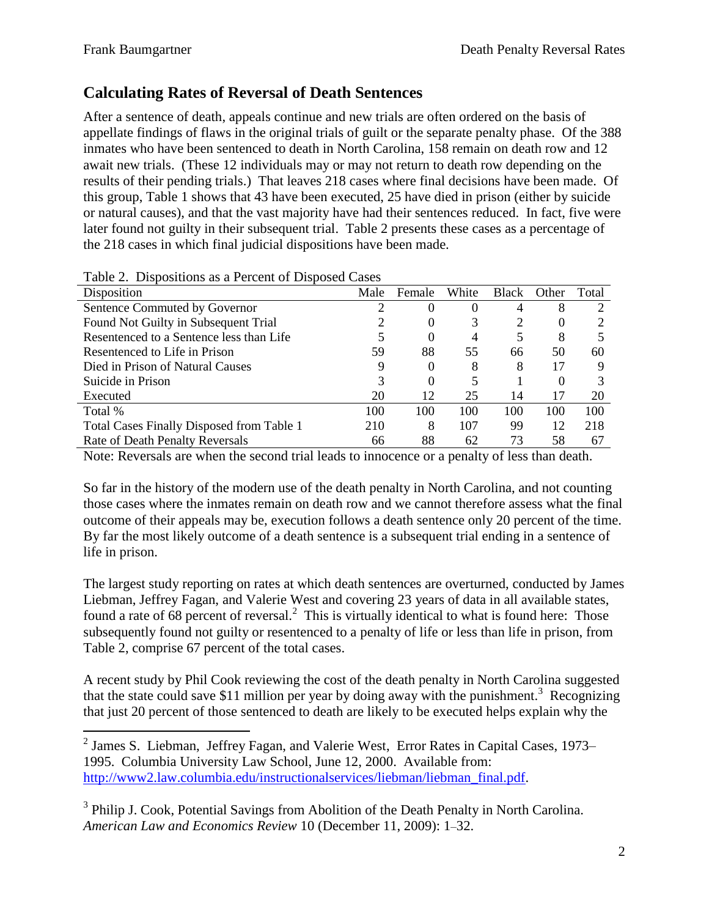## Calculating Rates of Reversal of Death Sentences

After a sentence of death, appeals continue and new trials are often ordered on the basis of appellate findings of flaws in the original trials of guilt or the separate penalty phase. Of the 388 inmates who have been sentenced to death in North Carolina, 158 remain on death row and 12 await new trials. (These 12 individuals may or may not return to death row depending on the results of their pending trials.) That leaves 218 cases where final decisions have been made. Of this group, Table 1 shows that 43 have been executed, 25 have died in prison (either by suicide or natural causes), and that the vast majority have had their sentences reduced. In fact, five were later found not guilty in their subsequent trial. Table 2 presents these cases as a percentage of the 218 cases in which final judicial dispositions have been made.

Table 2. Dispositions as a Percent of Disposed Cases

| Disposition | Male | Female | White | Black | Other | Total |
|---|---|---|---|---|---|---|
| Sentence Commuted by Governor | 2 | 0 | 0 | 4 | 8 | 2 |
| Found Not Guilty in Subsequent Trial | 2 | 0 | 3 | 2 | 0 | 2 |
| Resentenced to a Sentence less than Life | 5 | 0 | 4 | 5 | 8 | 5 |
| Resentenced to Life in Prison | 59 | 88 | 55 | 66 | 50 | 60 |
| Died in Prison of Natural Causes | 9 | 0 | 8 | 8 | 17 | 9 |
| Suicide in Prison | 3 | 0 | 5 | 1 | 0 | 3 |
| Executed | 20 | 12 | 25 | 14 | 17 | 20 |
| Total % | 100 | 100 | 100 | 100 | 100 | 100 |
| Total Cases Finally Disposed from Table 1 | 210 | 8 | 107 | 99 | 12 | 218 |
| Rate of Death Penalty Reversals | 66 | 88 | 62 | 73 | 58 | 67 |

Note: Reversals are when the second trial leads to innocence or a penalty of less than death.

So far in the history of the modern use of the death penalty in North Carolina, and not counting those cases where the inmates remain on death row and we cannot therefore assess what the final outcome of their appeals may be, execution follows a death sentence only 20 percent of the time. By far the most likely outcome of a death sentence is a subsequent trial ending in a sentence of life in prison.

The largest study reporting on rates at which death sentences are overturned, conducted by James Liebman, Jeffrey Fagan, and Valerie West and covering 23 years of data in all available states, found a rate of 68 percent of reversal.[2] This is virtually identical to what is found here: Those subsequently found not guilty or resentenced to a penalty of life or less than life in prison, from Table 2, comprise 67 percent of the total cases.

A recent study by Phil Cook reviewing the cost of the death penalty in North Carolina suggested that the state could save $11 million per year by doing away with the punishment.[3] Recognizing that just 20 percent of those sentenced to death are likely to be executed helps explain why the

[2] James S. Liebman, Jeffrey Fagan, and Valerie West, Error Rates in Capital Cases, 1973–1995. Columbia University Law School, June 12, 2000. Available from: http://www2.law.columbia.edu/instructionalservices/liebman/liebman_final.pdf.

[3] Philip J. Cook, Potential Savings from Abolition of the Death Penalty in North Carolina. *American Law and Economics Review* 10 (December 11, 2009): 1–32.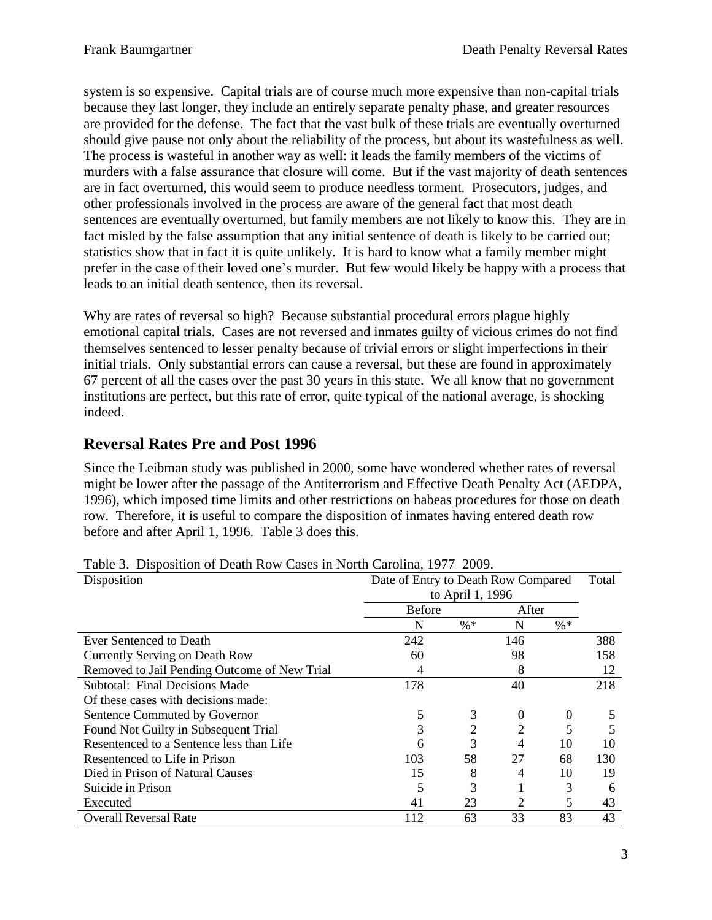system is so expensive. Capital trials are of course much more expensive than non-capital trials because they last longer, they include an entirely separate penalty phase, and greater resources are provided for the defense. The fact that the vast bulk of these trials are eventually overturned should give pause not only about the reliability of the process, but about its wastefulness as well. The process is wasteful in another way as well: it leads the family members of the victims of murders with a false assurance that closure will come. But if the vast majority of death sentences are in fact overturned, this would seem to produce needless torment. Prosecutors, judges, and other professionals involved in the process are aware of the general fact that most death sentences are eventually overturned, but family members are not likely to know this. They are in fact misled by the false assumption that any initial sentence of death is likely to be carried out; statistics show that in fact it is quite unlikely. It is hard to know what a family member might prefer in the case of their loved one's murder. But few would likely be happy with a process that leads to an initial death sentence, then its reversal.

Why are rates of reversal so high? Because substantial procedural errors plague highly emotional capital trials. Cases are not reversed and inmates guilty of vicious crimes do not find themselves sentenced to lesser penalty because of trivial errors or slight imperfections in their initial trials. Only substantial errors can cause a reversal, but these are found in approximately 67 percent of all the cases over the past 30 years in this state. We all know that no government institutions are perfect, but this rate of error, quite typical of the national average, is shocking indeed.

## Reversal Rates Pre and Post 1996

Since the Leibman study was published in 2000, some have wondered whether rates of reversal might be lower after the passage of the Antiterrorism and Effective Death Penalty Act (AEDPA, 1996), which imposed time limits and other restrictions on habeas procedures for those on death row. Therefore, it is useful to compare the disposition of inmates having entered death row before and after April 1, 1996. Table 3 does this.

Table 3. Disposition of Death Row Cases in North Carolina, 1977–2009.

| Disposition | Date of Entry to Death Row Compared to April 1, 1996 | | | | Total |
|---|---|---|---|---|---|
| | Before | | After | | |
| | N | %* | N | %* | |
| Ever Sentenced to Death | 242 | | 146 | | 388 |
| Currently Serving on Death Row | 60 | | 98 | | 158 |
| Removed to Jail Pending Outcome of New Trial | 4 | | 8 | | 12 |
| Subtotal: Final Decisions Made | 178 | | 40 | | 218 |
| Of these cases with decisions made: | | | | | |
| Sentence Commuted by Governor | 5 | 3 | 0 | 0 | 5 |
| Found Not Guilty in Subsequent Trial | 3 | 2 | 2 | 5 | 5 |
| Resentenced to a Sentence less than Life | 6 | 3 | 4 | 10 | 10 |
| Resentenced to Life in Prison | 103 | 58 | 27 | 68 | 130 |
| Died in Prison of Natural Causes | 15 | 8 | 4 | 10 | 19 |
| Suicide in Prison | 5 | 3 | 1 | 3 | 6 |
| Executed | 41 | 23 | 2 | 5 | 43 |
| Overall Reversal Rate | 112 | 63 | 33 | 83 | 43 |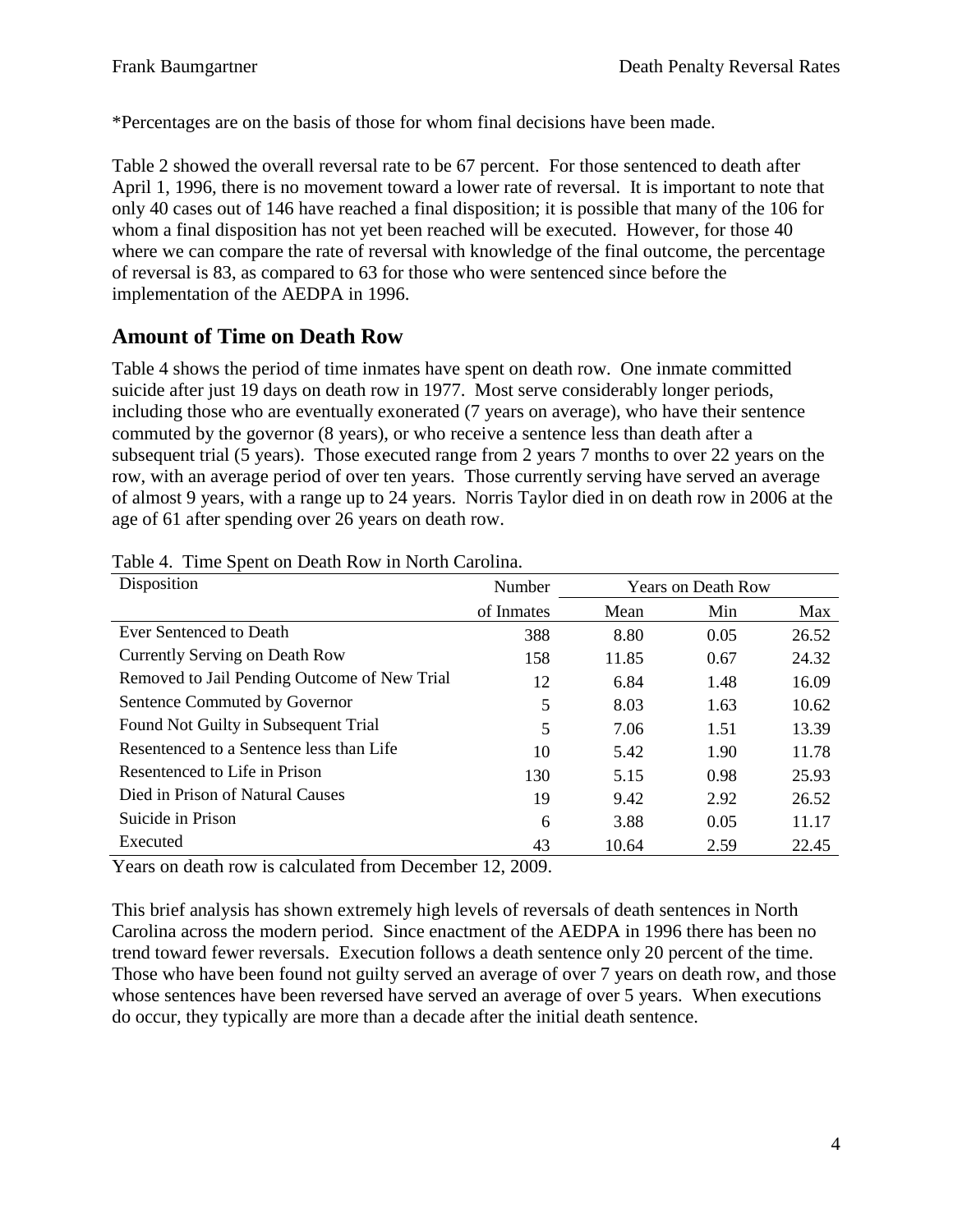*Percentages are on the basis of those for whom final decisions have been made.

Table 2 showed the overall reversal rate to be 67 percent. For those sentenced to death after April 1, 1996, there is no movement toward a lower rate of reversal. It is important to note that only 40 cases out of 146 have reached a final disposition; it is possible that many of the 106 for whom a final disposition has not yet been reached will be executed. However, for those 40 where we can compare the rate of reversal with knowledge of the final outcome, the percentage of reversal is 83, as compared to 63 for those who were sentenced since before the implementation of the AEDPA in 1996.

## Amount of Time on Death Row

Table 4 shows the period of time inmates have spent on death row. One inmate committed suicide after just 19 days on death row in 1977. Most serve considerably longer periods, including those who are eventually exonerated (7 years on average), who have their sentence commuted by the governor (8 years), or who receive a sentence less than death after a subsequent trial (5 years). Those executed range from 2 years 7 months to over 22 years on the row, with an average period of over ten years. Those currently serving have served an average of almost 9 years, with a range up to 24 years. Norris Taylor died in on death row in 2006 at the age of 61 after spending over 26 years on death row.

Table 4. Time Spent on Death Row in North Carolina.

| Disposition | Number | Years on Death Row | | |
|---|---|---|---|---|
| | of Inmates | Mean | Min | Max |
| Ever Sentenced to Death | 388 | 8.80 | 0.05 | 26.52 |
| Currently Serving on Death Row | 158 | 11.85 | 0.67 | 24.32 |
| Removed to Jail Pending Outcome of New Trial | 12 | 6.84 | 1.48 | 16.09 |
| Sentence Commuted by Governor | 5 | 8.03 | 1.63 | 10.62 |
| Found Not Guilty in Subsequent Trial | 5 | 7.06 | 1.51 | 13.39 |
| Resentenced to a Sentence less than Life | 10 | 5.42 | 1.90 | 11.78 |
| Resentenced to Life in Prison | 130 | 5.15 | 0.98 | 25.93 |
| Died in Prison of Natural Causes | 19 | 9.42 | 2.92 | 26.52 |
| Suicide in Prison | 6 | 3.88 | 0.05 | 11.17 |
| Executed | 43 | 10.64 | 2.59 | 22.45 |

Years on death row is calculated from December 12, 2009.

This brief analysis has shown extremely high levels of reversals of death sentences in North Carolina across the modern period. Since enactment of the AEDPA in 1996 there has been no trend toward fewer reversals. Execution follows a death sentence only 20 percent of the time. Those who have been found not guilty served an average of over 7 years on death row, and those whose sentences have been reversed have served an average of over 5 years. When executions do occur, they typically are more than a decade after the initial death sentence.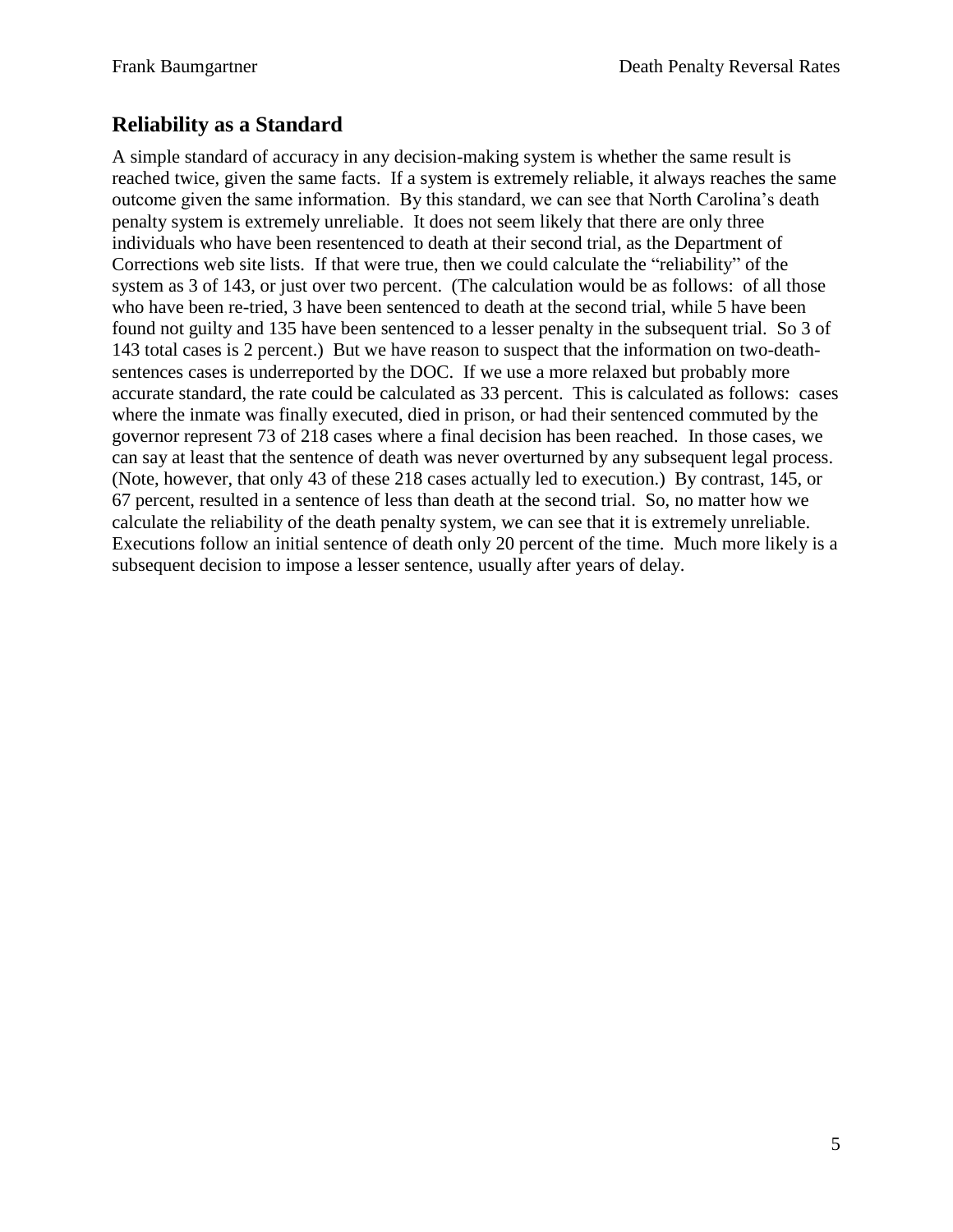## Reliability as a Standard

A simple standard of accuracy in any decision-making system is whether the same result is reached twice, given the same facts. If a system is extremely reliable, it always reaches the same outcome given the same information. By this standard, we can see that North Carolina's death penalty system is extremely unreliable. It does not seem likely that there are only three individuals who have been resentenced to death at their second trial, as the Department of Corrections web site lists. If that were true, then we could calculate the "reliability" of the system as 3 of 143, or just over two percent. (The calculation would be as follows: of all those who have been re-tried, 3 have been sentenced to death at the second trial, while 5 have been found not guilty and 135 have been sentenced to a lesser penalty in the subsequent trial. So 3 of 143 total cases is 2 percent.) But we have reason to suspect that the information on two-death-sentences cases is underreported by the DOC. If we use a more relaxed but probably more accurate standard, the rate could be calculated as 33 percent. This is calculated as follows: cases where the inmate was finally executed, died in prison, or had their sentenced commuted by the governor represent 73 of 218 cases where a final decision has been reached. In those cases, we can say at least that the sentence of death was never overturned by any subsequent legal process. (Note, however, that only 43 of these 218 cases actually led to execution.) By contrast, 145, or 67 percent, resulted in a sentence of less than death at the second trial. So, no matter how we calculate the reliability of the death penalty system, we can see that it is extremely unreliable. Executions follow an initial sentence of death only 20 percent of the time. Much more likely is a subsequent decision to impose a lesser sentence, usually after years of delay.